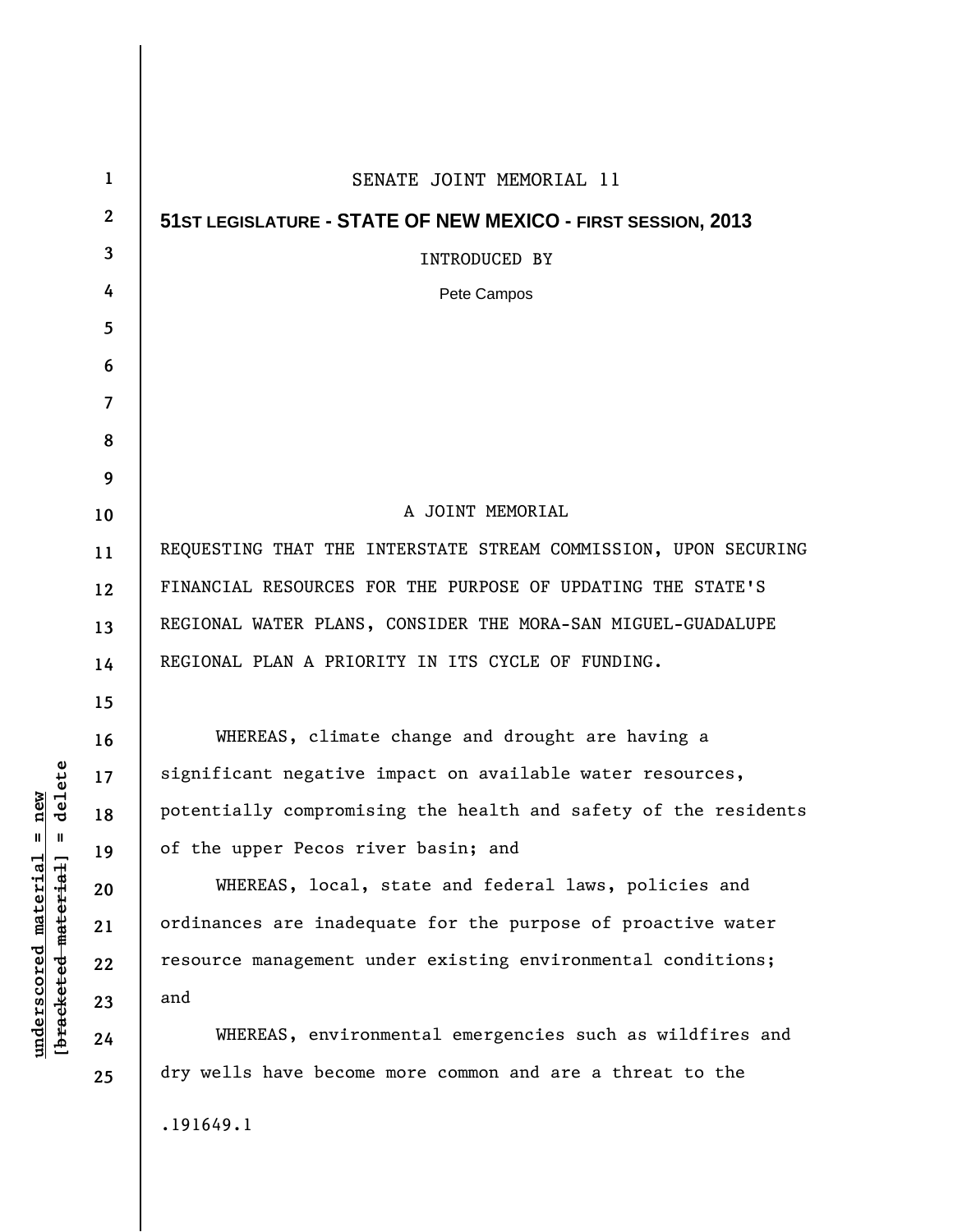SENATE JOINT MEMORIAL 11

**51ST LEGISLATURE - STATE OF NEW MEXICO - FIRST SESSION, 2013**

INTRODUCED BY

Pete Campos

A JOINT MEMORIAL

REQUESTING THAT THE INTERSTATE STREAM COMMISSION, UPON SECURING FINANCIAL RESOURCES FOR THE PURPOSE OF UPDATING THE STATE'S REGIONAL WATER PLANS, CONSIDER THE MORA-SAN MIGUEL-GUADALUPE REGIONAL PLAN A PRIORITY IN ITS CYCLE OF FUNDING.

WHEREAS, climate change and drought are having a significant negative impact on available water resources, potentially compromising the health and safety of the residents of the upper Pecos river basin; and

WHEREAS, local, state and federal laws, policies and ordinances are inadequate for the purpose of proactive water resource management under existing environmental conditions; and

WHEREAS, environmental emergencies such as wildfires and dry wells have become more common and are a threat to the

.191649.1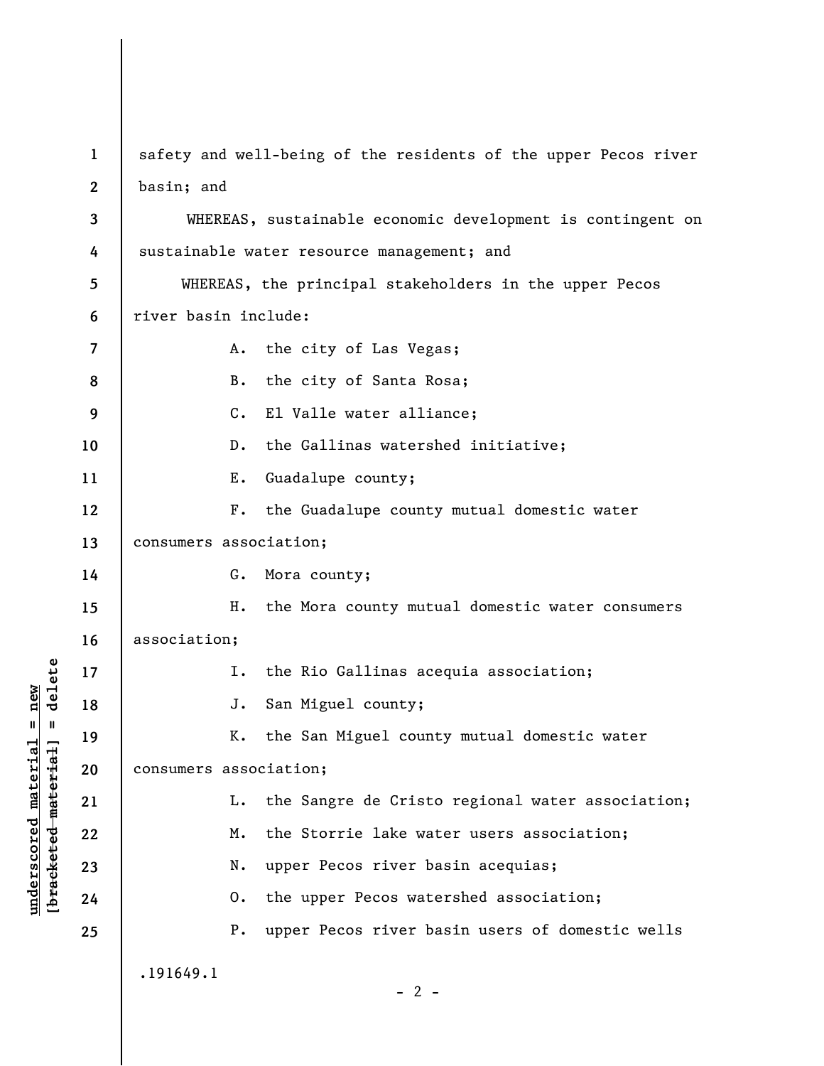safety and well-being of the residents of the upper Pecos river basin; and

WHEREAS, sustainable economic development is contingent on sustainable water resource management; and

WHEREAS, the principal stakeholders in the upper Pecos river basin include:

A. the city of Las Vegas;

B. the city of Santa Rosa;

C. El Valle water alliance;

D. the Gallinas watershed initiative;

E. Guadalupe county;

F. the Guadalupe county mutual domestic water consumers association;

G. Mora county;

H. the Mora county mutual domestic water consumers association;

I. the Rio Gallinas acequia association;

J. San Miguel county;

K. the San Miguel county mutual domestic water consumers association;

L. the Sangre de Cristo regional water association;

M. the Storrie lake water users association;

N. upper Pecos river basin acequias;

O. the upper Pecos watershed association;

P. upper Pecos river basin users of domestic wells

.191649.1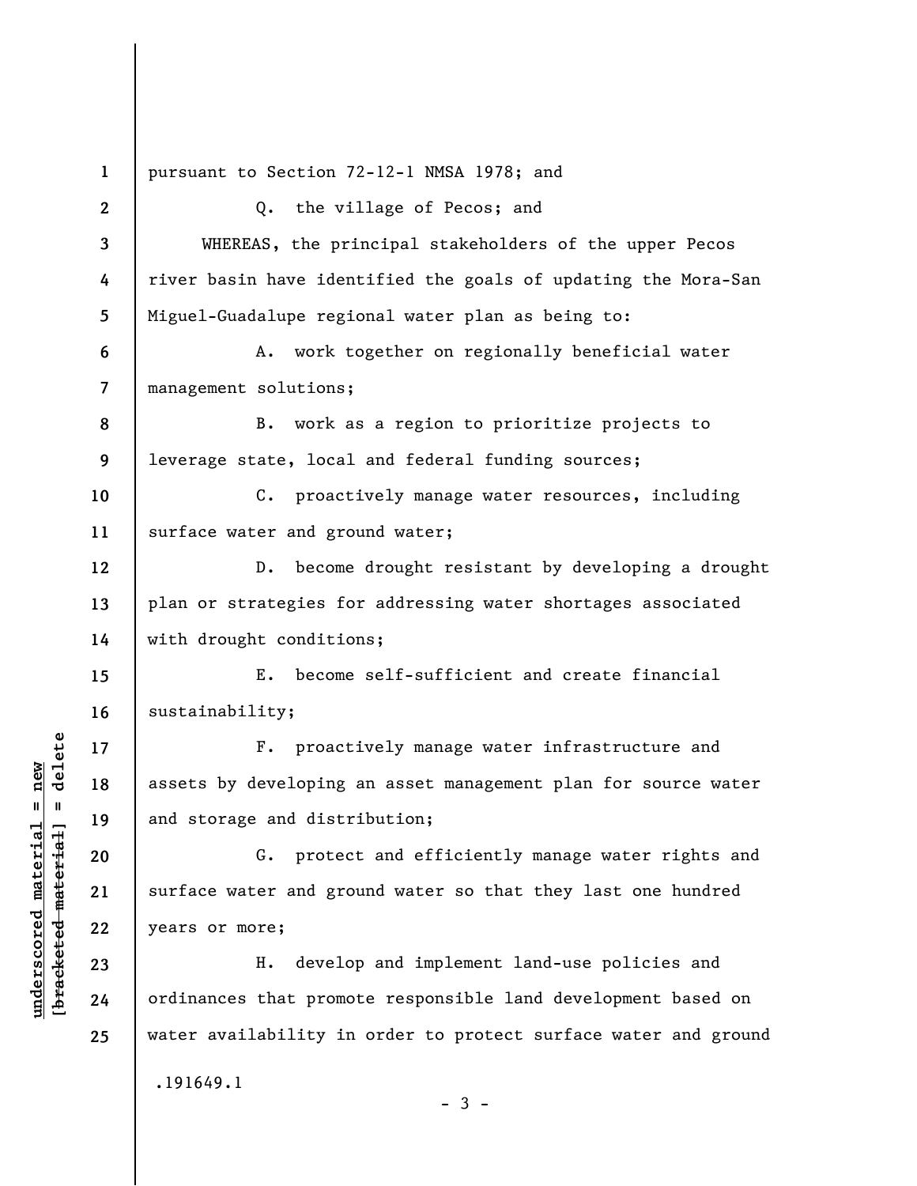pursuant to Section 72-12-1 NMSA 1978; and

Q. the village of Pecos; and

WHEREAS, the principal stakeholders of the upper Pecos river basin have identified the goals of updating the Mora-San Miguel-Guadalupe regional water plan as being to:

A. work together on regionally beneficial water management solutions;

B. work as a region to prioritize projects to leverage state, local and federal funding sources;

C. proactively manage water resources, including surface water and ground water;

D. become drought resistant by developing a drought plan or strategies for addressing water shortages associated with drought conditions;

E. become self-sufficient and create financial sustainability;

F. proactively manage water infrastructure and assets by developing an asset management plan for source water and storage and distribution;

G. protect and efficiently manage water rights and surface water and ground water so that they last one hundred years or more;

H. develop and implement land-use policies and ordinances that promote responsible land development based on water availability in order to protect surface water and ground

.191649.1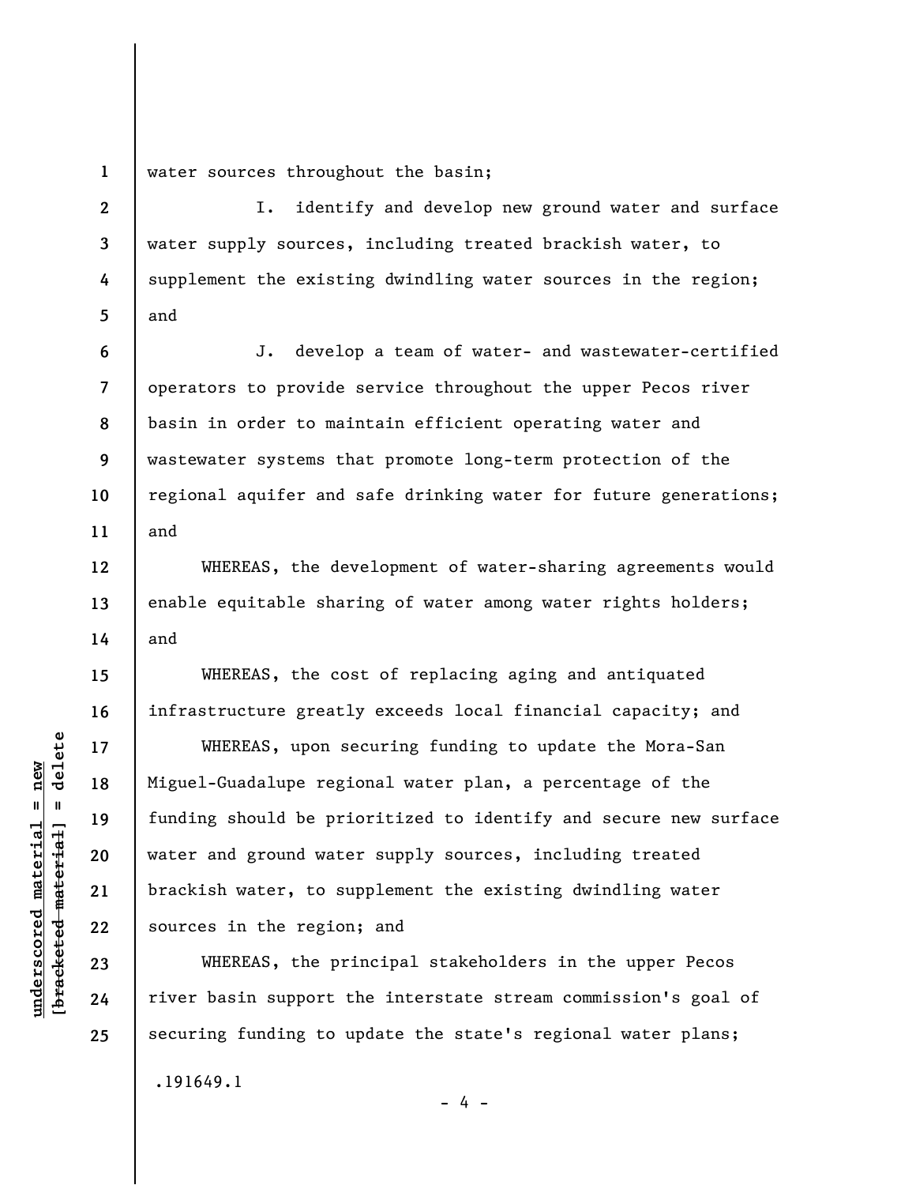water sources throughout the basin;

I. identify and develop new ground water and surface water supply sources, including treated brackish water, to supplement the existing dwindling water sources in the region; and

J. develop a team of water- and wastewater-certified operators to provide service throughout the upper Pecos river basin in order to maintain efficient operating water and wastewater systems that promote long-term protection of the regional aquifer and safe drinking water for future generations; and

WHEREAS, the development of water-sharing agreements would enable equitable sharing of water among water rights holders; and

WHEREAS, the cost of replacing aging and antiquated infrastructure greatly exceeds local financial capacity; and

WHEREAS, upon securing funding to update the Mora-San Miguel-Guadalupe regional water plan, a percentage of the funding should be prioritized to identify and secure new surface water and ground water supply sources, including treated brackish water, to supplement the existing dwindling water sources in the region; and

WHEREAS, the principal stakeholders in the upper Pecos river basin support the interstate stream commission's goal of securing funding to update the state's regional water plans;

.191649.1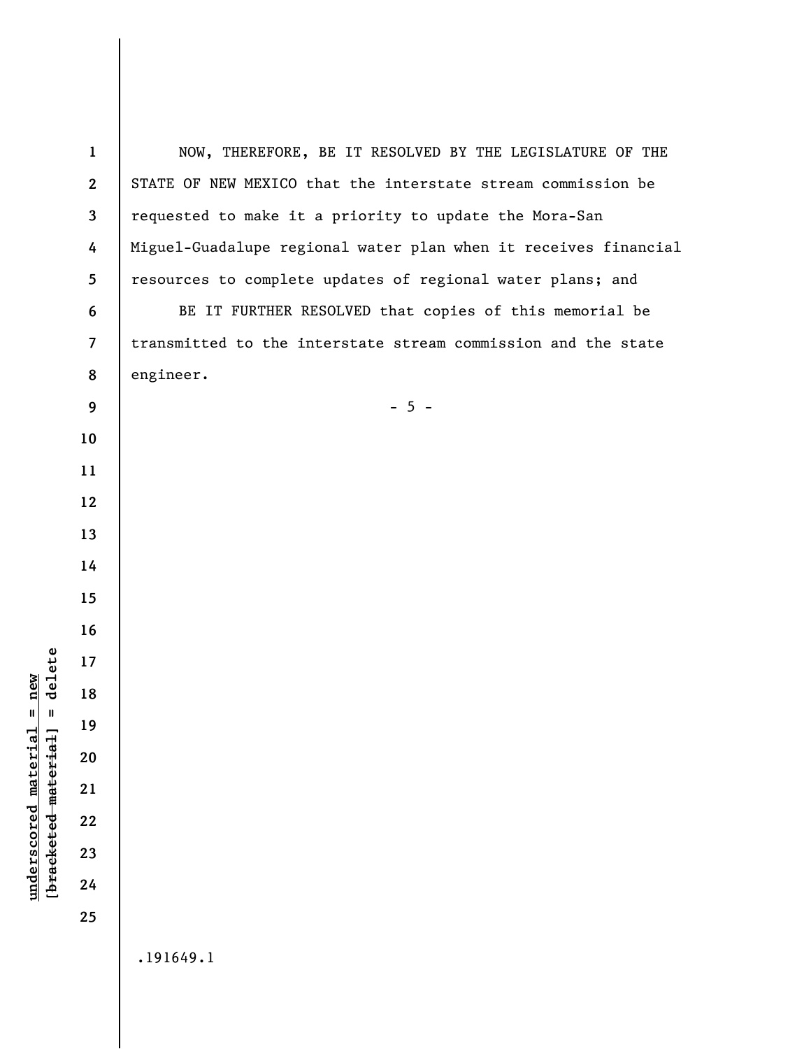NOW, THEREFORE, BE IT RESOLVED BY THE LEGISLATURE OF THE STATE OF NEW MEXICO that the interstate stream commission be requested to make it a priority to update the Mora-San Miguel-Guadalupe regional water plan when it receives financial resources to complete updates of regional water plans; and

BE IT FURTHER RESOLVED that copies of this memorial be transmitted to the interstate stream commission and the state engineer.

.191649.1